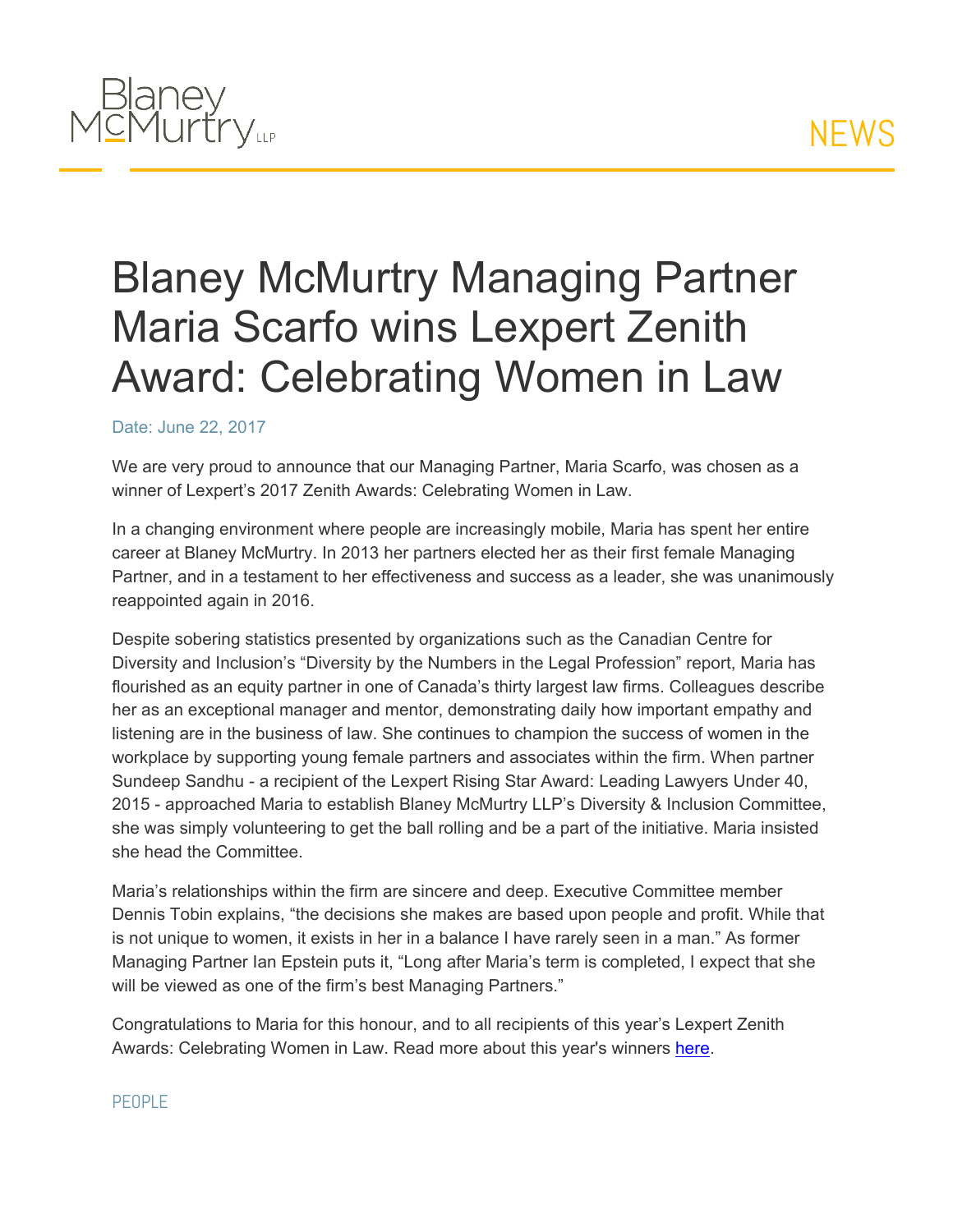Blaney McMurtry LLP

NEWS

# Blaney McMurtry Managing Partner Maria Scarfo wins Lexpert Zenith Award: Celebrating Women in Law

Date: June 22, 2017

We are very proud to announce that our Managing Partner, Maria Scarfo, was chosen as a winner of Lexpert's 2017 Zenith Awards: Celebrating Women in Law.

In a changing environment where people are increasingly mobile, Maria has spent her entire career at Blaney McMurtry. In 2013 her partners elected her as their first female Managing Partner, and in a testament to her effectiveness and success as a leader, she was unanimously reappointed again in 2016.

Despite sobering statistics presented by organizations such as the Canadian Centre for Diversity and Inclusion's "Diversity by the Numbers in the Legal Profession" report, Maria has flourished as an equity partner in one of Canada's thirty largest law firms. Colleagues describe her as an exceptional manager and mentor, demonstrating daily how important empathy and listening are in the business of law. She continues to champion the success of women in the workplace by supporting young female partners and associates within the firm. When partner Sundeep Sandhu - a recipient of the Lexpert Rising Star Award: Leading Lawyers Under 40, 2015 - approached Maria to establish Blaney McMurtry LLP's Diversity & Inclusion Committee, she was simply volunteering to get the ball rolling and be a part of the initiative. Maria insisted she head the Committee.

Maria's relationships within the firm are sincere and deep. Executive Committee member Dennis Tobin explains, "the decisions she makes are based upon people and profit. While that is not unique to women, it exists in her in a balance I have rarely seen in a man." As former Managing Partner Ian Epstein puts it, "Long after Maria's term is completed, I expect that she will be viewed as one of the firm's best Managing Partners."

Congratulations to Maria for this honour, and to all recipients of this year's Lexpert Zenith Awards: Celebrating Women in Law. Read more about this year's winners here.

PEOPLE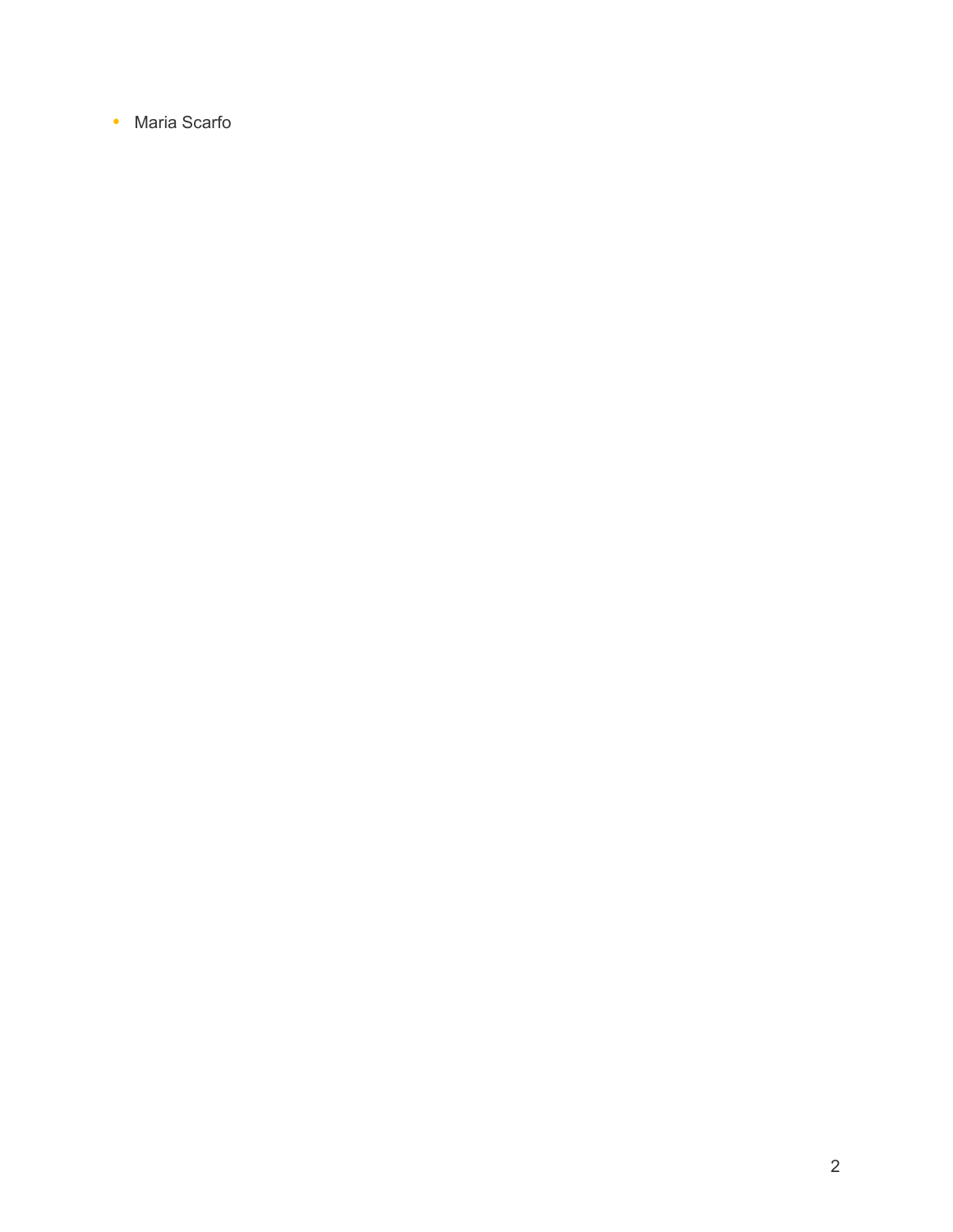- Maria Scarfo